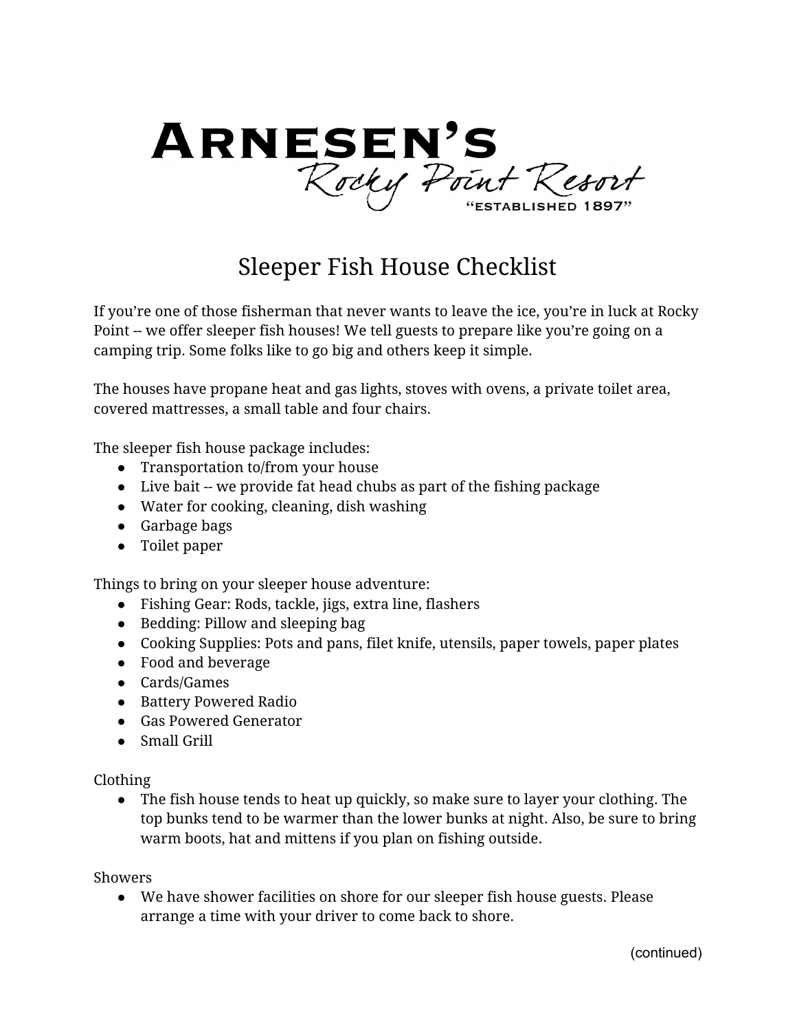# Arnesen's Rocky Point Resort

"ESTABLISHED 1897"

## Sleeper Fish House Checklist

If you're one of those fisherman that never wants to leave the ice, you're in luck at Rocky Point -- we offer sleeper fish houses! We tell guests to prepare like you're going on a camping trip. Some folks like to go big and others keep it simple.

The houses have propane heat and gas lights, stoves with ovens, a private toilet area, covered mattresses, a small table and four chairs.

The sleeper fish house package includes:

- Transportation to/from your house
- Live bait -- we provide fat head chubs as part of the fishing package
- Water for cooking, cleaning, dish washing
- Garbage bags
- Toilet paper

Things to bring on your sleeper house adventure:

- Fishing Gear: Rods, tackle, jigs, extra line, flashers
- Bedding: Pillow and sleeping bag
- Cooking Supplies: Pots and pans, filet knife, utensils, paper towels, paper plates
- Food and beverage
- Cards/Games
- Battery Powered Radio
- Gas Powered Generator
- Small Grill

Clothing

- The fish house tends to heat up quickly, so make sure to layer your clothing. The top bunks tend to be warmer than the lower bunks at night. Also, be sure to bring warm boots, hat and mittens if you plan on fishing outside.

Showers

- We have shower facilities on shore for our sleeper fish house guests. Please arrange a time with your driver to come back to shore.

(continued)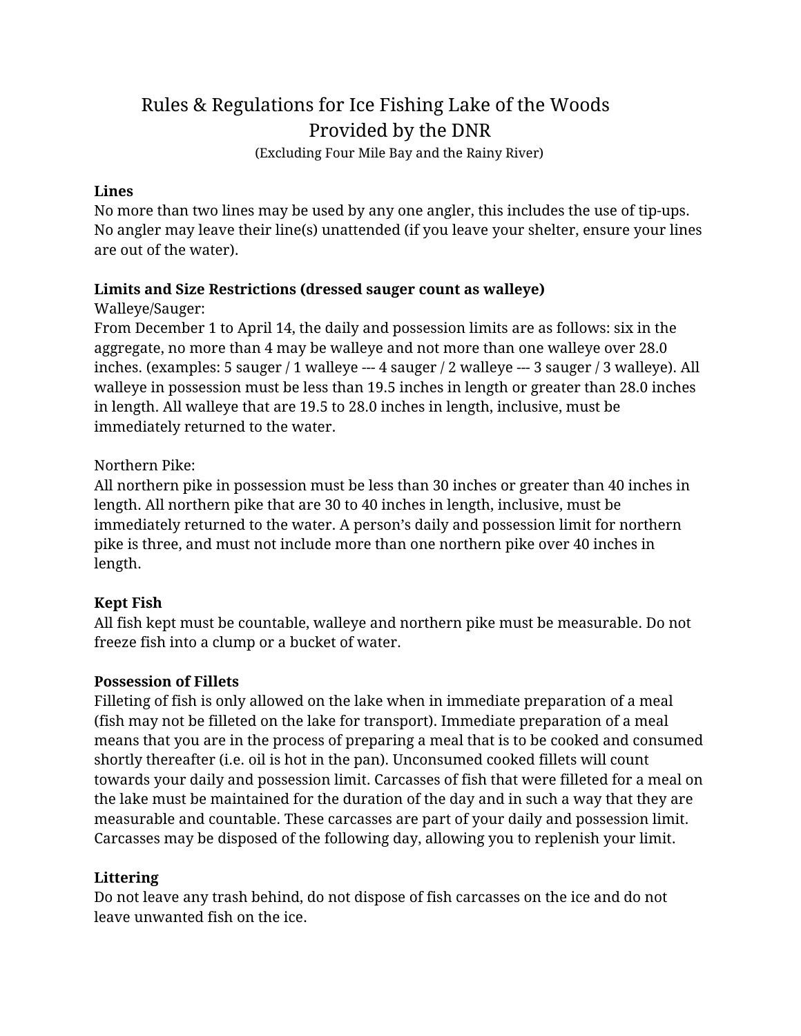# Rules & Regulations for Ice Fishing Lake of the Woods
# Provided by the DNR

(Excluding Four Mile Bay and the Rainy River)

**Lines**

No more than two lines may be used by any one angler, this includes the use of tip-ups. No angler may leave their line(s) unattended (if you leave your shelter, ensure your lines are out of the water).

**Limits and Size Restrictions (dressed sauger count as walleye)**

Walleye/Sauger:

From December 1 to April 14, the daily and possession limits are as follows: six in the aggregate, no more than 4 may be walleye and not more than one walleye over 28.0 inches. (examples: 5 sauger / 1 walleye --- 4 sauger / 2 walleye --- 3 sauger / 3 walleye). All walleye in possession must be less than 19.5 inches in length or greater than 28.0 inches in length. All walleye that are 19.5 to 28.0 inches in length, inclusive, must be immediately returned to the water.

Northern Pike:

All northern pike in possession must be less than 30 inches or greater than 40 inches in length. All northern pike that are 30 to 40 inches in length, inclusive, must be immediately returned to the water. A person's daily and possession limit for northern pike is three, and must not include more than one northern pike over 40 inches in length.

**Kept Fish**

All fish kept must be countable, walleye and northern pike must be measurable. Do not freeze fish into a clump or a bucket of water.

**Possession of Fillets**

Filleting of fish is only allowed on the lake when in immediate preparation of a meal (fish may not be filleted on the lake for transport). Immediate preparation of a meal means that you are in the process of preparing a meal that is to be cooked and consumed shortly thereafter (i.e. oil is hot in the pan). Unconsumed cooked fillets will count towards your daily and possession limit. Carcasses of fish that were filleted for a meal on the lake must be maintained for the duration of the day and in such a way that they are measurable and countable. These carcasses are part of your daily and possession limit. Carcasses may be disposed of the following day, allowing you to replenish your limit.

**Littering**

Do not leave any trash behind, do not dispose of fish carcasses on the ice and do not leave unwanted fish on the ice.